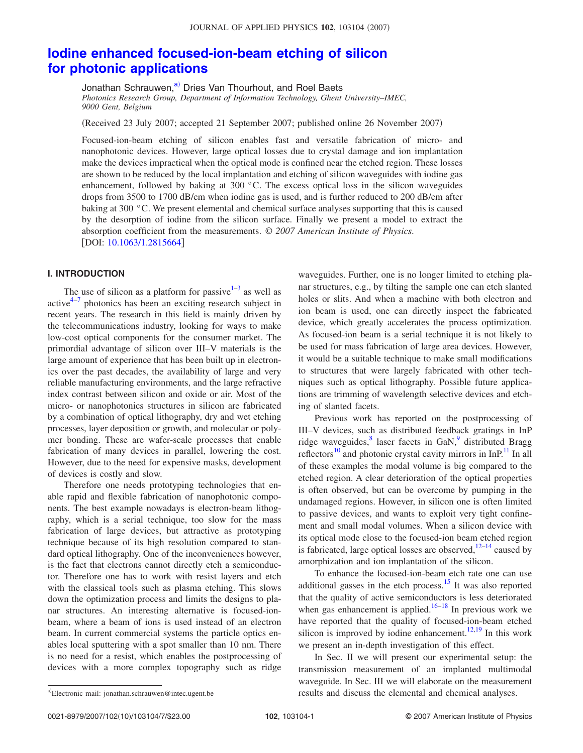# Iodine enhanced focused-ion-beam etching of silicon for photonic applications

Jonathan Schrauwen,[a] Dries Van Thourhout, and Roel Baets

*Photonics Research Group, Department of Information Technology, Ghent University–IMEC, 9000 Gent, Belgium*

(Received 23 July 2007; accepted 21 September 2007; published online 26 November 2007)

Focused-ion-beam etching of silicon enables fast and versatile fabrication of micro- and nanophotonic devices. However, large optical losses due to crystal damage and ion implantation make the devices impractical when the optical mode is confined near the etched region. These losses are shown to be reduced by the local implantation and etching of silicon waveguides with iodine gas enhancement, followed by baking at 300 °C. The excess optical loss in the silicon waveguides drops from 3500 to 1700 dB/cm when iodine gas is used, and is further reduced to 200 dB/cm after baking at 300 °C. We present elemental and chemical surface analyses supporting that this is caused by the desorption of iodine from the silicon surface. Finally we present a model to extract the absorption coefficient from the measurements. *© 2007 American Institute of Physics.* [DOI: 10.1063/1.2815664]

## I. INTRODUCTION

The use of silicon as a platform for passive[1–3] as well as active[4–7] photonics has been an exciting research subject in recent years. The research in this field is mainly driven by the telecommunications industry, looking for ways to make low-cost optical components for the consumer market. The primordial advantage of silicon over III–V materials is the large amount of experience that has been built up in electronics over the past decades, the availability of large and very reliable manufacturing environments, and the large refractive index contrast between silicon and oxide or air. Most of the micro- or nanophotonics structures in silicon are fabricated by a combination of optical lithography, dry and wet etching processes, layer deposition or growth, and molecular or polymer bonding. These are wafer-scale processes that enable fabrication of many devices in parallel, lowering the cost. However, due to the need for expensive masks, development of devices is costly and slow.

Therefore one needs prototyping technologies that enable rapid and flexible fabrication of nanophotonic components. The best example nowadays is electron-beam lithography, which is a serial technique, too slow for the mass fabrication of large devices, but attractive as prototyping technique because of its high resolution compared to standard optical lithography. One of the inconveniences however, is the fact that electrons cannot directly etch a semiconductor. Therefore one has to work with resist layers and etch with the classical tools such as plasma etching. This slows down the optimization process and limits the designs to planar structures. An interesting alternative is focused-ion-beam, where a beam of ions is used instead of an electron beam. In current commercial systems the particle optics enables local sputtering with a spot smaller than 10 nm. There is no need for a resist, which enables the postprocessing of devices with a more complex topography such as ridge waveguides. Further, one is no longer limited to etching planar structures, e.g., by tilting the sample one can etch slanted holes or slits. And when a machine with both electron and ion beam is used, one can directly inspect the fabricated device, which greatly accelerates the process optimization. As focused-ion beam is a serial technique it is not likely to be used for mass fabrication of large area devices. However, it would be a suitable technique to make small modifications to structures that were largely fabricated with other techniques such as optical lithography. Possible future applications are trimming of wavelength selective devices and etching of slanted facets.

Previous work has reported on the postprocessing of III–V devices, such as distributed feedback gratings in InP ridge waveguides,[8] laser facets in GaN,[9] distributed Bragg reflectors[10] and photonic crystal cavity mirrors in InP.[11] In all of these examples the modal volume is big compared to the etched region. A clear deterioration of the optical properties is often observed, but can be overcome by pumping in the undamaged regions. However, in silicon one is often limited to passive devices, and wants to exploit very tight confinement and small modal volumes. When a silicon device with its optical mode close to the focused-ion beam etched region is fabricated, large optical losses are observed,[12–14] caused by amorphization and ion implantation of the silicon.

To enhance the focused-ion-beam etch rate one can use additional gasses in the etch process.[15] It was also reported that the quality of active semiconductors is less deteriorated when gas enhancement is applied.[16–18] In previous work we have reported that the quality of focused-ion-beam etched silicon is improved by iodine enhancement.[12,19] In this work we present an in-depth investigation of this effect.

In Sec. II we will present our experimental setup: the transmission measurement of an implanted multimodal waveguide. In Sec. III we will elaborate on the measurement results and discuss the elemental and chemical analyses.

[a] Electronic mail: jonathan.schrauwen@intec.ugent.be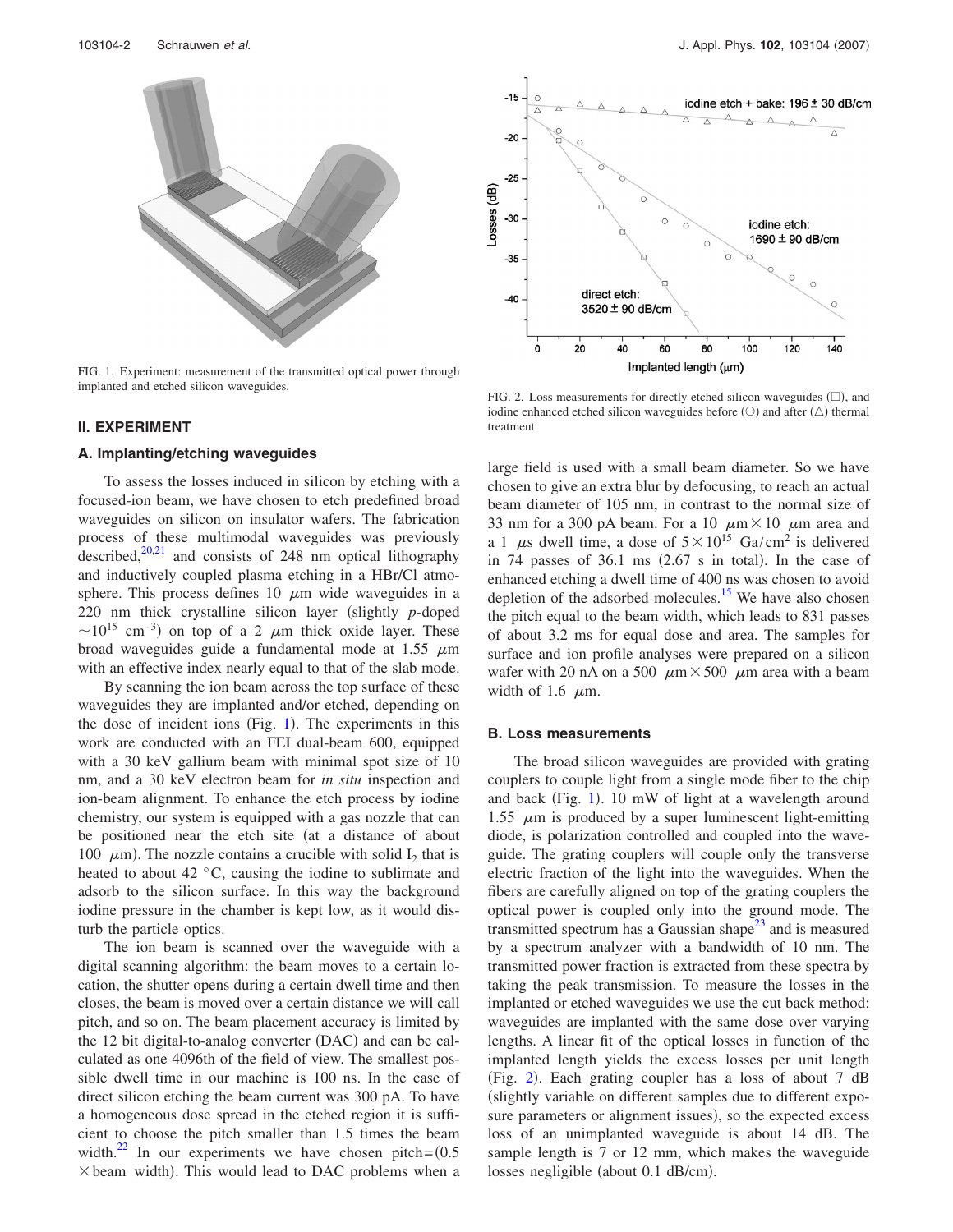FIG. 1. Experiment: measurement of the transmitted optical power through implanted and etched silicon waveguides.

FIG. 2. Loss measurements for directly etched silicon waveguides (□), and iodine enhanced etched silicon waveguides before (○) and after (△) thermal treatment.

## II. EXPERIMENT

### A. Implanting/etching waveguides

To assess the losses induced in silicon by etching with a focused-ion beam, we have chosen to etch predefined broad waveguides on silicon on insulator wafers. The fabrication process of these multimodal waveguides was previously described,[20,21] and consists of 248 nm optical lithography and inductively coupled plasma etching in a HBr/Cl atmosphere. This process defines 10 $\mu$m wide waveguides in a 220 nm thick crystalline silicon layer (slightly *p*-doped $\sim 10^{15}$ cm$^{-3}$) on top of a 2 $\mu$m thick oxide layer. These broad waveguides guide a fundamental mode at 1.55 $\mu$m with an effective index nearly equal to that of the slab mode.

By scanning the ion beam across the top surface of these waveguides they are implanted and/or etched, depending on the dose of incident ions (Fig. 1). The experiments in this work are conducted with an FEI dual-beam 600, equipped with a 30 keV gallium beam with minimal spot size of 10 nm, and a 30 keV electron beam for *in situ* inspection and ion-beam alignment. To enhance the etch process by iodine chemistry, our system is equipped with a gas nozzle that can be positioned near the etch site (at a distance of about 100 $\mu$m). The nozzle contains a crucible with solid $I_2$ that is heated to about 42 °C, causing the iodine to sublimate and adsorb to the silicon surface. In this way the background iodine pressure in the chamber is kept low, as it would disturb the particle optics.

The ion beam is scanned over the waveguide with a digital scanning algorithm: the beam moves to a certain location, the shutter opens during a certain dwell time and then closes, the beam is moved over a certain distance we will call pitch, and so on. The beam placement accuracy is limited by the 12 bit digital-to-analog converter (DAC) and can be calculated as one 4096th of the field of view. The smallest possible dwell time in our machine is 100 ns. In the case of direct silicon etching the beam current was 300 pA. To have a homogeneous dose spread in the etched region it is sufficient to choose the pitch smaller than 1.5 times the beam width.[22] In our experiments we have chosen pitch=$(0.5 \times \text{beam width})$. This would lead to DAC problems when a large field is used with a small beam diameter. So we have chosen to give an extra blur by defocusing, to reach an actual beam diameter of 105 nm, in contrast to the normal size of 33 nm for a 300 pA beam. For a 10 $\mu$m $\times$ 10 $\mu$m area and a 1 $\mu$s dwell time, a dose of $5 \times 10^{15}$ Ga/cm$^2$ is delivered in 74 passes of 36.1 ms (2.67 s in total). In the case of enhanced etching a dwell time of 400 ns was chosen to avoid depletion of the adsorbed molecules.[15] We have also chosen the pitch equal to the beam width, which leads to 831 passes of about 3.2 ms for equal dose and area. The samples for surface and ion profile analyses were prepared on a silicon wafer with 20 nA on a 500 $\mu$m $\times$ 500 $\mu$m area with a beam width of 1.6 $\mu$m.

### B. Loss measurements

The broad silicon waveguides are provided with grating couplers to couple light from a single mode fiber to the chip and back (Fig. 1). 10 mW of light at a wavelength around 1.55 $\mu$m is produced by a super luminescent light-emitting diode, is polarization controlled and coupled into the waveguide. The grating couplers will couple only the transverse electric fraction of the light into the waveguides. When the fibers are carefully aligned on top of the grating couplers the optical power is coupled only into the ground mode. The transmitted spectrum has a Gaussian shape[23] and is measured by a spectrum analyzer with a bandwidth of 10 nm. The transmitted power fraction is extracted from these spectra by taking the peak transmission. To measure the losses in the implanted or etched waveguides we use the cut back method: waveguides are implanted with the same dose over varying lengths. A linear fit of the optical losses in function of the implanted length yields the excess losses per unit length (Fig. 2). Each grating coupler has a loss of about 7 dB (slightly variable on different samples due to different exposure parameters or alignment issues), so the expected excess loss of an unimplanted waveguide is about 14 dB. The sample length is 7 or 12 mm, which makes the waveguide losses negligible (about 0.1 dB/cm).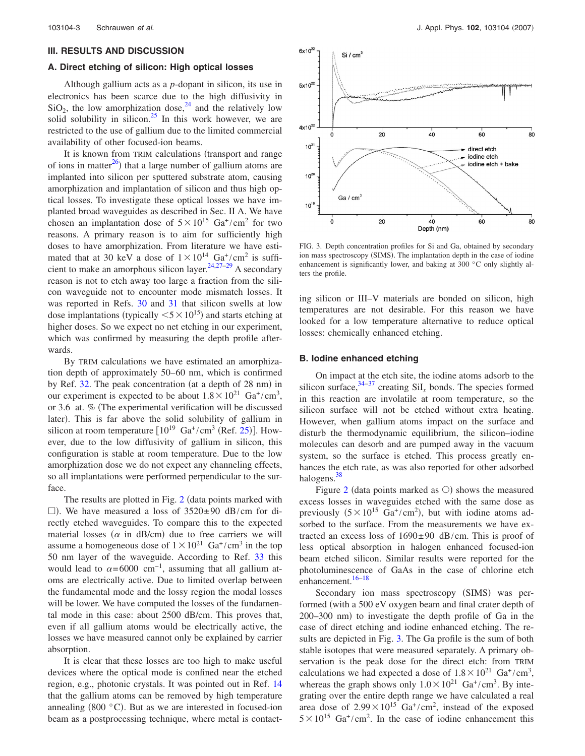## III. RESULTS AND DISCUSSION

### A. Direct etching of silicon: High optical losses

Although gallium acts as a *p*-dopant in silicon, its use in electronics has been scarce due to the high diffusivity in $SiO_2$, the low amorphization dose,[24] and the relatively low solid solubility in silicon.[25] In this work however, we are restricted to the use of gallium due to the limited commercial availability of other focused-ion beams.

It is known from TRIM calculations (transport and range of ions in matter[26]) that a large number of gallium atoms are implanted into silicon per sputtered substrate atom, causing amorphization and implantation of silicon and thus high optical losses. To investigate these optical losses we have implanted broad waveguides as described in Sec. II A. We have chosen an implantation dose of $5\times10^{15}$ $Ga^+/cm^2$ for two reasons. A primary reason is to aim for sufficiently high doses to have amorphization. From literature we have estimated that at 30 keV a dose of $1\times10^{14}$ $Ga^+/cm^2$ is sufficient to make an amorphous silicon layer.[24,27–29] A secondary reason is not to etch away too large a fraction from the silicon waveguide not to encounter mode mismatch losses. It was reported in Refs. 30 and 31 that silicon swells at low dose implantations (typically $<5\times10^{15}$) and starts etching at higher doses. So we expect no net etching in our experiment, which was confirmed by measuring the depth profile afterwards.

By TRIM calculations we have estimated an amorphization depth of approximately 50–60 nm, which is confirmed by Ref. 32. The peak concentration (at a depth of 28 nm) in our experiment is expected to be about $1.8\times10^{21}$ $Ga^+/cm^3$, or 3.6 at. % (The experimental verification will be discussed later). This is far above the solid solubility of gallium in silicon at room temperature [$10^{19}$ $Ga^+/cm^3$ (Ref. 25)]. However, due to the low diffusivity of gallium in silicon, this configuration is stable at room temperature. Due to the low amorphization dose we do not expect any channeling effects, so all implantations were performed perpendicular to the surface.

The results are plotted in Fig. 2 (data points marked with □). We have measured a loss of 3520±90 dB/cm for directly etched waveguides. To compare this to the expected material losses ($\alpha$ in dB/cm) due to free carriers we will assume a homogeneous dose of $1\times10^{21}$ $Ga^+/cm^3$ in the top 50 nm layer of the waveguide. According to Ref. 33 this would lead to $\alpha=6000$ $cm^{-1}$, assuming that all gallium atoms are electrically active. Due to limited overlap between the fundamental mode and the lossy region the modal losses will be lower. We have computed the losses of the fundamental mode in this case: about 2500 dB/cm. This proves that, even if all gallium atoms would be electrically active, the losses we have measured cannot only be explained by carrier absorption.

It is clear that these losses are too high to make useful devices where the optical mode is confined near the etched region, e.g., photonic crystals. It was pointed out in Ref. 14 that the gallium atoms can be removed by high temperature annealing (800 °C). But as we are interested in focused-ion beam as a postprocessing technique, where metal is contacting silicon or III–V materials are bonded on silicon, high temperatures are not desirable. For this reason we have looked for a low temperature alternative to reduce optical losses: chemically enhanced etching.

FIG. 3. Depth concentration profiles for Si and Ga, obtained by secondary ion mass spectroscopy (SIMS). The implantation depth in the case of iodine enhancement is significantly lower, and baking at 300 °C only slightly alters the profile.

### B. Iodine enhanced etching

On impact at the etch site, the iodine atoms adsorb to the silicon surface,[34–37] creating $SiI_x$ bonds. The species formed in this reaction are involatile at room temperature, so the silicon surface will not be etched without extra heating. However, when gallium atoms impact on the surface and disturb the thermodynamic equilibrium, the silicon–iodine molecules can desorb and are pumped away in the vacuum system, so the surface is etched. This process greatly enhances the etch rate, as was also reported for other adsorbed halogens.[38]

Figure 2 (data points marked as ○) shows the measured excess losses in waveguides etched with the same dose as previously ($5\times10^{15}$ $Ga^+/cm^2$), but with iodine atoms adsorbed to the surface. From the measurements we have extracted an excess loss of 1690±90 dB/cm. This is proof of less optical absorption in halogen enhanced focused-ion beam etched silicon. Similar results were reported for the photoluminescence of GaAs in the case of chlorine etch enhancement.[16–18]

Secondary ion mass spectroscopy (SIMS) was performed (with a 500 eV oxygen beam and final crater depth of 200–300 nm) to investigate the depth profile of Ga in the case of direct etching and iodine enhanced etching. The results are depicted in Fig. 3. The Ga profile is the sum of both stable isotopes that were measured separately. A primary observation is the peak dose for the direct etch: from TRIM calculations we had expected a dose of $1.8\times10^{21}$ $Ga^+/cm^3$, whereas the graph shows only $1.0\times10^{21}$ $Ga^+/cm^3$. By integrating over the entire depth range we have calculated a real area dose of $2.99\times10^{15}$ $Ga^+/cm^2$, instead of the exposed $5\times10^{15}$ $Ga^+/cm^2$. In the case of iodine enhancement this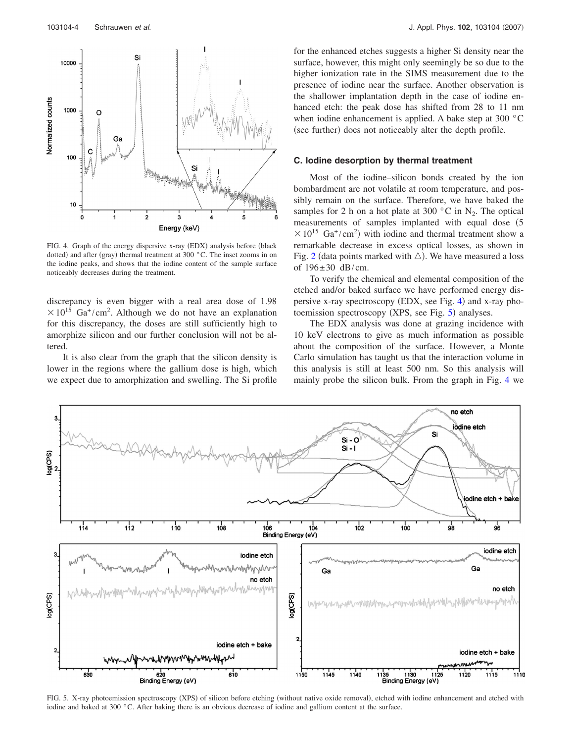FIG. 4. Graph of the energy dispersive x-ray (EDX) analysis before (black dotted) and after (gray) thermal treatment at 300 °C. The inset zooms in on the iodine peaks, and shows that the iodine content of the sample surface noticeably decreases during the treatment.

discrepancy is even bigger with a real area dose of 1.98 $\times 10^{15}$ $Ga^{+}/cm^{2}$. Although we do not have an explanation for this discrepancy, the doses are still sufficiently high to amorphize silicon and our further conclusion will not be altered.

It is also clear from the graph that the silicon density is lower in the regions where the gallium dose is high, which we expect due to amorphization and swelling. The Si profile for the enhanced etches suggests a higher Si density near the surface, however, this might only seemingly be so due to the higher ionization rate in the SIMS measurement due to the presence of iodine near the surface. Another observation is the shallower implantation depth in the case of iodine enhanced etch: the peak dose has shifted from 28 to 11 nm when iodine enhancement is applied. A bake step at 300 °C (see further) does not noticeably alter the depth profile.

### C. Iodine desorption by thermal treatment

Most of the iodine–silicon bonds created by the ion bombardment are not volatile at room temperature, and possibly remain on the surface. Therefore, we have baked the samples for 2 h on a hot plate at 300 °C in $N_2$. The optical measurements of samples implanted with equal dose (5 $\times 10^{15}$ $Ga^{+}/cm^{2}$) with iodine and thermal treatment show a remarkable decrease in excess optical losses, as shown in Fig. 2 (data points marked with △). We have measured a loss of 196±30 dB/cm.

To verify the chemical and elemental composition of the etched and/or baked surface we have performed energy dispersive x-ray spectroscopy (EDX, see Fig. 4) and x-ray photoemission spectroscopy (XPS, see Fig. 5) analyses.

The EDX analysis was done at grazing incidence with 10 keV electrons to give as much information as possible about the composition of the surface. However, a Monte Carlo simulation has taught us that the interaction volume in this analysis is still at least 500 nm. So this analysis will mainly probe the silicon bulk. From the graph in Fig. 4 we

FIG. 5. X-ray photoemission spectroscopy (XPS) of silicon before etching (without native oxide removal), etched with iodine enhancement and etched with iodine and baked at 300 °C. After baking there is an obvious decrease of iodine and gallium content at the surface.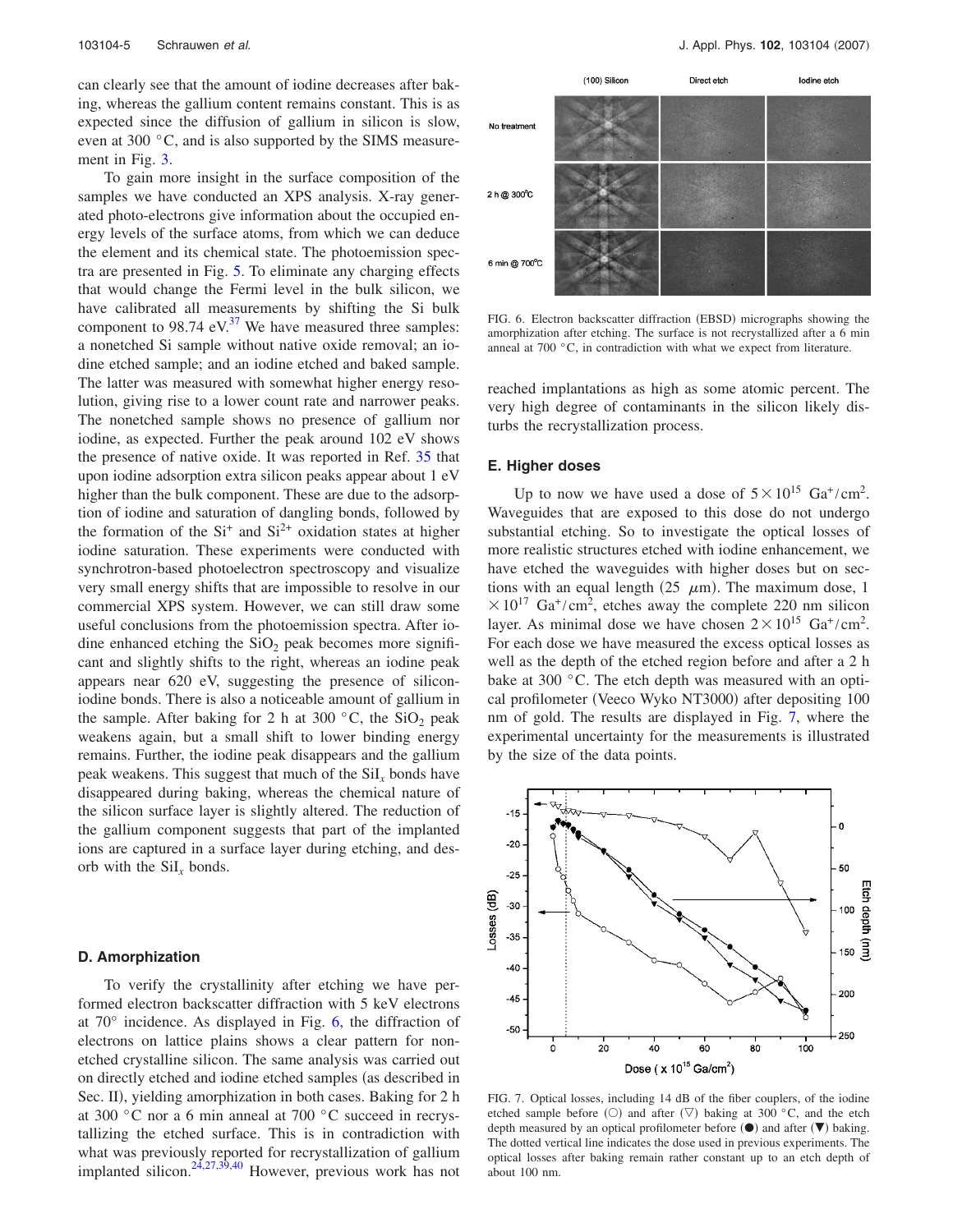can clearly see that the amount of iodine decreases after baking, whereas the gallium content remains constant. This is as expected since the diffusion of gallium in silicon is slow, even at 300 °C, and is also supported by the SIMS measurement in Fig. 3.

To gain more insight in the surface composition of the samples we have conducted an XPS analysis. X-ray generated photo-electrons give information about the occupied energy levels of the surface atoms, from which we can deduce the element and its chemical state. The photoemission spectra are presented in Fig. 5. To eliminate any charging effects that would change the Fermi level in the bulk silicon, we have calibrated all measurements by shifting the Si bulk component to 98.74 eV.[37] We have measured three samples: a nonetched Si sample without native oxide removal; an iodine etched sample; and an iodine etched and baked sample. The latter was measured with somewhat higher energy resolution, giving rise to a lower count rate and narrower peaks. The nonetched sample shows no presence of gallium nor iodine, as expected. Further the peak around 102 eV shows the presence of native oxide. It was reported in Ref. 35 that upon iodine adsorption extra silicon peaks appear about 1 eV higher than the bulk component. These are due to the adsorption of iodine and saturation of dangling bonds, followed by the formation of the $Si^{+}$ and $Si^{2+}$ oxidation states at higher iodine saturation. These experiments were conducted with synchrotron-based photoelectron spectroscopy and visualize very small energy shifts that are impossible to resolve in our commercial XPS system. However, we can still draw some useful conclusions from the photoemission spectra. After iodine enhanced etching the $SiO_2$ peak becomes more significant and slightly shifts to the right, whereas an iodine peak appears near 620 eV, suggesting the presence of silicon-iodine bonds. There is also a noticeable amount of gallium in the sample. After baking for 2 h at 300 °C, the $SiO_2$ peak weakens again, but a small shift to lower binding energy remains. Further, the iodine peak disappears and the gallium peak weakens. This suggest that much of the $SiI_x$ bonds have disappeared during baking, whereas the chemical nature of the silicon surface layer is slightly altered. The reduction of the gallium component suggests that part of the implanted ions are captured in a surface layer during etching, and desorb with the $SiI_x$ bonds.

### D. Amorphization

To verify the crystallinity after etching we have performed electron backscatter diffraction with 5 keV electrons at 70° incidence. As displayed in Fig. 6, the diffraction of electrons on lattice plains shows a clear pattern for nonetched crystalline silicon. The same analysis was carried out on directly etched and iodine etched samples (as described in Sec. II), yielding amorphization in both cases. Baking for 2 h at 300 °C nor a 6 min anneal at 700 °C succeed in recrystallizing the etched surface. This is in contradiction with what was previously reported for recrystallization of gallium implanted silicon.[24,27,39,40] However, previous work has not reached implantations as high as some atomic percent. The very high degree of contaminants in the silicon likely disturbs the recrystallization process.

FIG. 6. Electron backscatter diffraction (EBSD) micrographs showing the amorphization after etching. The surface is not recrystallized after a 6 min anneal at 700 °C, in contradiction with what we expect from literature.

### E. Higher doses

Up to now we have used a dose of $5\times10^{15}$ $Ga^{+}/cm^{2}$. Waveguides that are exposed to this dose do not undergo substantial etching. So to investigate the optical losses of more realistic structures etched with iodine enhancement, we have etched the waveguides with higher doses but on sections with an equal length (25 $\mu$m). The maximum dose, $1\times10^{17}$ $Ga^{+}/cm^{2}$, etches away the complete 220 nm silicon layer. As minimal dose we have chosen $2\times10^{15}$ $Ga^{+}/cm^{2}$. For each dose we have measured the excess optical losses as well as the depth of the etched region before and after a 2 h bake at 300 °C. The etch depth was measured with an optical profilometer (Veeco Wyko NT3000) after depositing 100 nm of gold. The results are displayed in Fig. 7, where the experimental uncertainty for the measurements is illustrated by the size of the data points.

FIG. 7. Optical losses, including 14 dB of the fiber couplers, of the iodine etched sample before (○) and after (▽) baking at 300 °C, and the etch depth measured by an optical profilometer before (●) and after (▼) baking. The dotted vertical line indicates the dose used in previous experiments. The optical losses after baking remain rather constant up to an etch depth of about 100 nm.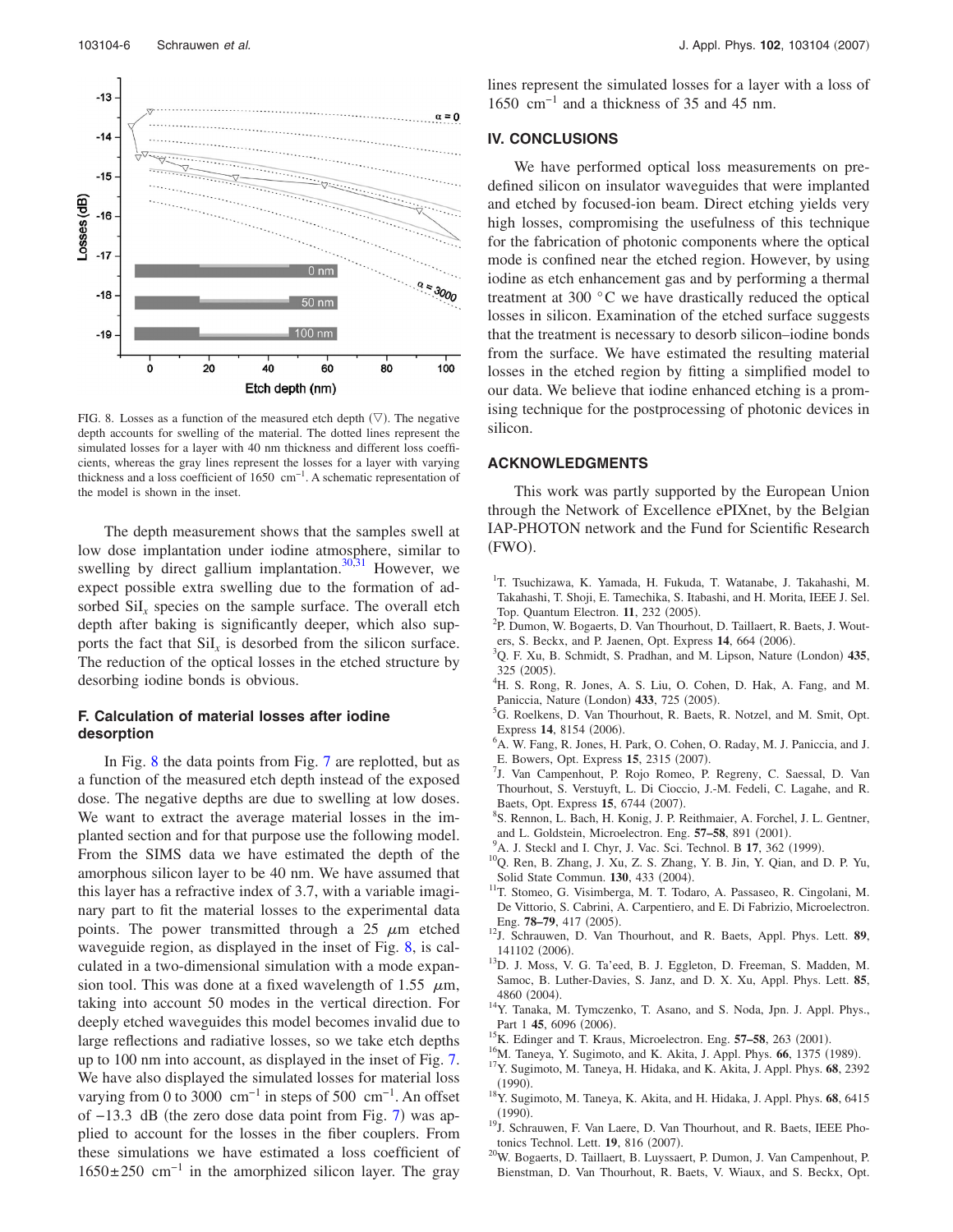FIG. 8. Losses as a function of the measured etch depth (▽). The negative depth accounts for swelling of the material. The dotted lines represent the simulated losses for a layer with 40 nm thickness and different loss coefficients, whereas the gray lines represent the losses for a layer with varying thickness and a loss coefficient of 1650 $cm^{-1}$. A schematic representation of the model is shown in the inset.

The depth measurement shows that the samples swell at low dose implantation under iodine atmosphere, similar to swelling by direct gallium implantation.[30,31] However, we expect possible extra swelling due to the formation of adsorbed $SiI_x$ species on the sample surface. The overall etch depth after baking is significantly deeper, which also supports the fact that $SiI_x$ is desorbed from the silicon surface. The reduction of the optical losses in the etched structure by desorbing iodine bonds is obvious.

### F. Calculation of material losses after iodine desorption

In Fig. 8 the data points from Fig. 7 are replotted, but as a function of the measured etch depth instead of the exposed dose. The negative depths are due to swelling at low doses. We want to extract the average material losses in the implanted section and for that purpose use the following model. From the SIMS data we have estimated the depth of the amorphous silicon layer to be 40 nm. We have assumed that this layer has a refractive index of 3.7, with a variable imaginary part to fit the material losses to the experimental data points. The power transmitted through a 25 $\mu$m etched waveguide region, as displayed in the inset of Fig. 8, is calculated in a two-dimensional simulation with a mode expansion tool. This was done at a fixed wavelength of 1.55 $\mu$m, taking into account 50 modes in the vertical direction. For deeply etched waveguides this model becomes invalid due to large reflections and radiative losses, so we take etch depths up to 100 nm into account, as displayed in the inset of Fig. 7. We have also displayed the simulated losses for material loss varying from 0 to 3000 $cm^{-1}$ in steps of 500 $cm^{-1}$. An offset of −13.3 dB (the zero dose data point from Fig. 7) was applied to account for the losses in the fiber couplers. From these simulations we have estimated a loss coefficient of $1650 \pm 250$ $cm^{-1}$ in the amorphized silicon layer. The gray lines represent the simulated losses for a layer with a loss of 1650 $cm^{-1}$ and a thickness of 35 and 45 nm.

## IV. CONCLUSIONS

We have performed optical loss measurements on predefined silicon on insulator waveguides that were implanted and etched by focused-ion beam. Direct etching yields very high losses, compromising the usefulness of this technique for the fabrication of photonic components where the optical mode is confined near the etched region. However, by using iodine as etch enhancement gas and by performing a thermal treatment at 300 °C we have drastically reduced the optical losses in silicon. Examination of the etched surface suggests that the treatment is necessary to desorb silicon–iodine bonds from the surface. We have estimated the resulting material losses in the etched region by fitting a simplified model to our data. We believe that iodine enhanced etching is a promising technique for the postprocessing of photonic devices in silicon.

## ACKNOWLEDGMENTS

This work was partly supported by the European Union through the Network of Excellence ePIXnet, by the Belgian IAP-PHOTON network and the Fund for Scientific Research (FWO).

[1] T. Tsuchizawa, K. Yamada, H. Fukuda, T. Watanabe, J. Takahashi, M. Takahashi, T. Shoji, E. Tamechika, S. Itabashi, and H. Morita, IEEE J. Sel. Top. Quantum Electron. **11**, 232 (2005).

[2] P. Dumon, W. Bogaerts, D. Van Thourhout, D. Taillaert, R. Baets, J. Wouters, S. Beckx, and P. Jaenen, Opt. Express **14**, 664 (2006).

[3] Q. F. Xu, B. Schmidt, S. Pradhan, and M. Lipson, Nature (London) **435**, 325 (2005).

[4] H. S. Rong, R. Jones, A. S. Liu, O. Cohen, D. Hak, A. Fang, and M. Paniccia, Nature (London) **433**, 725 (2005).

[5] G. Roelkens, D. Van Thourhout, R. Baets, R. Notzel, and M. Smit, Opt. Express **14**, 8154 (2006).

[6] A. W. Fang, R. Jones, H. Park, O. Cohen, O. Raday, M. J. Paniccia, and J. E. Bowers, Opt. Express **15**, 2315 (2007).

[7] J. Van Campenhout, P. Rojo Romeo, P. Regreny, C. Saessal, D. Van Thourhout, S. Verstuyft, L. Di Cioccio, J.-M. Fedeli, C. Lagahe, and R. Baets, Opt. Express **15**, 6744 (2007).

[8] S. Rennon, L. Bach, H. Konig, J. P. Reithmaier, A. Forchel, J. L. Gentner, and L. Goldstein, Microelectron. Eng. **57–58**, 891 (2001).

[9] A. J. Steckl and I. Chyr, J. Vac. Sci. Technol. B **17**, 362 (1999).

[10] Q. Ren, B. Zhang, J. Xu, Z. S. Zhang, Y. B. Jin, Y. Qian, and D. P. Yu, Solid State Commun. **130**, 433 (2004).

[11] T. Stomeo, G. Visimberga, M. T. Todaro, A. Passaseo, R. Cingolani, M. De Vittorio, S. Cabrini, A. Carpentiero, and E. Di Fabrizio, Microelectron. Eng. **78–79**, 417 (2005).

[12] J. Schrauwen, D. Van Thourhout, and R. Baets, Appl. Phys. Lett. **89**, 141102 (2006).

[13] D. J. Moss, V. G. Ta'eed, B. J. Eggleton, D. Freeman, S. Madden, M. Samoc, B. Luther-Davies, S. Janz, and D. X. Xu, Appl. Phys. Lett. **85**, 4860 (2004).

[14] Y. Tanaka, M. Tymczenko, T. Asano, and S. Noda, Jpn. J. Appl. Phys., Part 1 **45**, 6096 (2006).

[15] K. Edinger and T. Kraus, Microelectron. Eng. **57–58**, 263 (2001).

[16] M. Taneya, Y. Sugimoto, and K. Akita, J. Appl. Phys. **66**, 1375 (1989).

[17] Y. Sugimoto, M. Taneya, H. Hidaka, and K. Akita, J. Appl. Phys. **68**, 2392 (1990).

[18] Y. Sugimoto, M. Taneya, K. Akita, and H. Hidaka, J. Appl. Phys. **68**, 6415 (1990).

[19] J. Schrauwen, F. Van Laere, D. Van Thourhout, and R. Baets, IEEE Photonics Technol. Lett. **19**, 816 (2007).

[20] W. Bogaerts, D. Taillaert, B. Luyssaert, P. Dumon, J. Van Campenhout, P. Bienstman, D. Van Thourhout, R. Baets, V. Wiaux, and S. Beckx, Opt.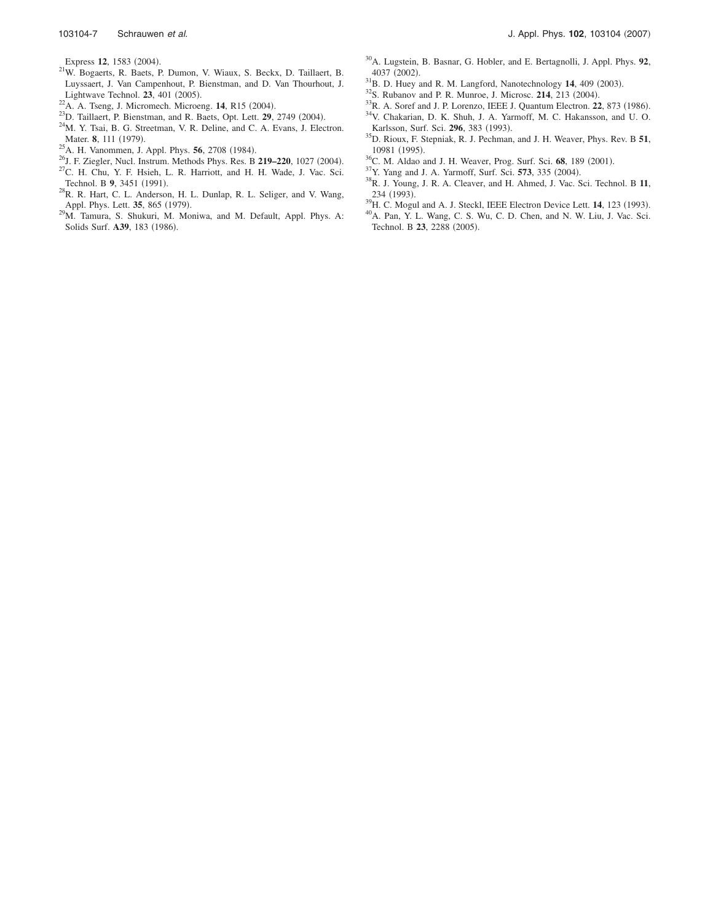Express **12**, 1583 (2004).

[21] W. Bogaerts, R. Baets, P. Dumon, V. Wiaux, S. Beckx, D. Taillaert, B. Luyssaert, J. Van Campenhout, P. Bienstman, and D. Van Thourhout, J. Lightwave Technol. **23**, 401 (2005).

[22] A. A. Tseng, J. Micromech. Microeng. **14**, R15 (2004).

[23] D. Taillaert, P. Bienstman, and R. Baets, Opt. Lett. **29**, 2749 (2004).

[24] M. Y. Tsai, B. G. Streetman, V. R. Deline, and C. A. Evans, J. Electron. Mater. **8**, 111 (1979).

[25] A. H. Vanommen, J. Appl. Phys. **56**, 2708 (1984).

[26] J. F. Ziegler, Nucl. Instrum. Methods Phys. Res. B **219–220**, 1027 (2004).

[27] C. H. Chu, Y. F. Hsieh, L. R. Harriott, and H. H. Wade, J. Vac. Sci. Technol. B **9**, 3451 (1991).

[28] R. R. Hart, C. L. Anderson, H. L. Dunlap, R. L. Seliger, and V. Wang, Appl. Phys. Lett. **35**, 865 (1979).

[29] M. Tamura, S. Shukuri, M. Moniwa, and M. Default, Appl. Phys. A: Solids Surf. **A39**, 183 (1986).

[30] A. Lugstein, B. Basnar, G. Hobler, and E. Bertagnolli, J. Appl. Phys. **92**, 4037 (2002).

[31] B. D. Huey and R. M. Langford, Nanotechnology **14**, 409 (2003).

[32] S. Rubanov and P. R. Munroe, J. Microsc. **214**, 213 (2004).

[33] R. A. Soref and J. P. Lorenzo, IEEE J. Quantum Electron. **22**, 873 (1986).

[34] V. Chakarian, D. K. Shuh, J. A. Yarmoff, M. C. Hakansson, and U. O. Karlsson, Surf. Sci. **296**, 383 (1993).

[35] D. Rioux, F. Stepniak, R. J. Pechman, and J. H. Weaver, Phys. Rev. B **51**, 10981 (1995).

[36] C. M. Aldao and J. H. Weaver, Prog. Surf. Sci. **68**, 189 (2001).

[37] Y. Yang and J. A. Yarmoff, Surf. Sci. **573**, 335 (2004).

[38] R. J. Young, J. R. A. Cleaver, and H. Ahmed, J. Vac. Sci. Technol. B **11**, 234 (1993).

[39] H. C. Mogul and A. J. Steckl, IEEE Electron Device Lett. **14**, 123 (1993).

[40] A. Pan, Y. L. Wang, C. S. Wu, C. D. Chen, and N. W. Liu, J. Vac. Sci. Technol. B **23**, 2288 (2005).